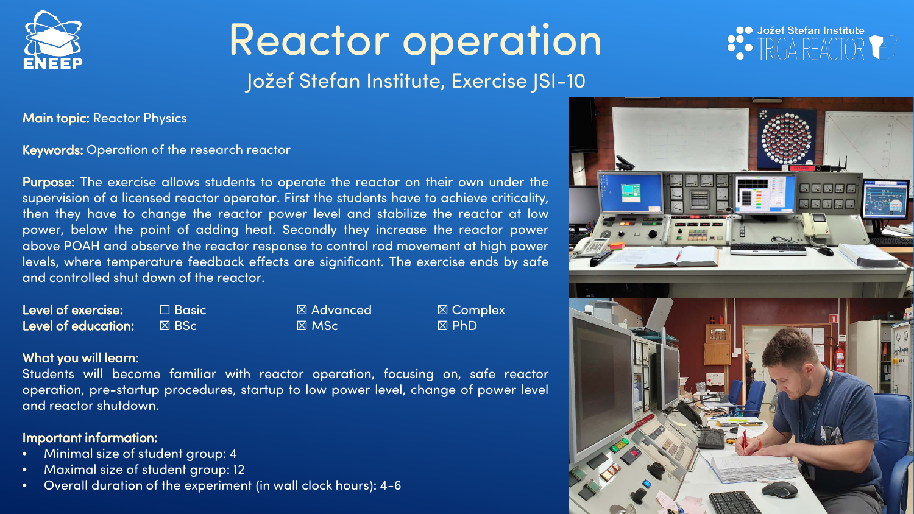# Reactor operation

## Jožef Stefan Institute, Exercise JSI-10

**Main topic:** Reactor Physics

**Keywords:** Operation of the research reactor

**Purpose:** The exercise allows students to operate the reactor on their own under the supervision of a licensed reactor operator. First the students have to achieve criticality, then they have to change the reactor power level and stabilize the reactor at low power, below the point of adding heat. Secondly they increase the reactor power above POAH and observe the reactor response to control rod movement at high power levels, where temperature feedback effects are significant. The exercise ends by safe and controlled shut down of the reactor.

| | | | |
|---|---|---|---|
| **Level of exercise:** | ☐ Basic | ☒ Advanced | ☒ Complex |
| **Level of education:** | ☒ BSc | ☒ MSc | ☒ PhD |

**What you will learn:**
Students will become familiar with reactor operation, focusing on, safe reactor operation, pre-startup procedures, startup to low power level, change of power level and reactor shutdown.

**Important information:**

- Minimal size of student group: 4
- Maximal size of student group: 12
- Overall duration of the experiment (in wall clock hours): 4-6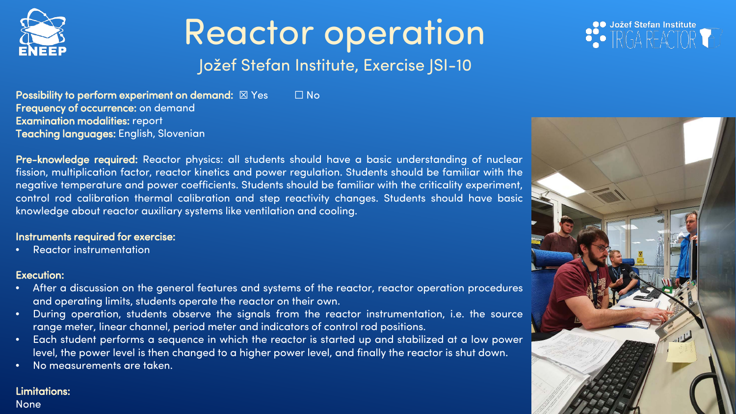# Reactor operation

## Jožef Stefan Institute, Exercise JSI-10

**Possibility to perform experiment on demand:** ☒ Yes ☐ No
**Frequency of occurrence:** on demand
**Examination modalities:** report
**Teaching languages:** English, Slovenian

**Pre-knowledge required:** Reactor physics: all students should have a basic understanding of nuclear fission, multiplication factor, reactor kinetics and power regulation. Students should be familiar with the negative temperature and power coefficients. Students should be familiar with the criticality experiment, control rod calibration thermal calibration and step reactivity changes. Students should have basic knowledge about reactor auxiliary systems like ventilation and cooling.

**Instruments required for exercise:**

- Reactor instrumentation

**Execution:**

- After a discussion on the general features and systems of the reactor, reactor operation procedures and operating limits, students operate the reactor on their own.
- During operation, students observe the signals from the reactor instrumentation, i.e. the source range meter, linear channel, period meter and indicators of control rod positions.
- Each student performs a sequence in which the reactor is started up and stabilized at a low power level, the power level is then changed to a higher power level, and finally the reactor is shut down.
- No measurements are taken.

**Limitations:**
None